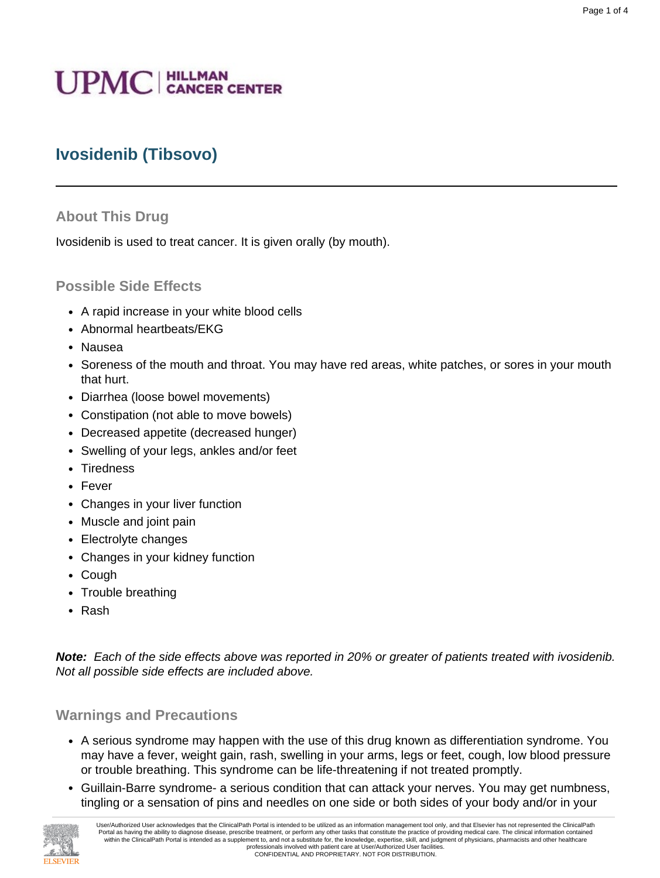# Ivosidenib (Tibsovo)

## About This Drug

Ivosidenib is used to treat cancer. It is given orally (by mouth).

## Possible Side Effects

- A rapid increase in your white blood cells
- Abnormal heartbeats/EKG
- Nausea
- Soreness of the mouth and throat. You may have red areas, white patches, or sores in your mouth that hurt.
- Diarrhea (loose bowel movements)
- Constipation (not able to move bowels)
- Decreased appetite (decreased hunger)
- Swelling of your legs, ankles and/or feet
- Tiredness
- Fever
- Changes in your liver function
- Muscle and joint pain
- Electrolyte changes
- Changes in your kidney function
- Cough
- Trouble breathing
- Rash

***Note:*** *Each of the side effects above was reported in 20% or greater of patients treated with ivosidenib. Not all possible side effects are included above.*

## Warnings and Precautions

- A serious syndrome may happen with the use of this drug known as differentiation syndrome. You may have a fever, weight gain, rash, swelling in your arms, legs or feet, cough, low blood pressure or trouble breathing. This syndrome can be life-threatening if not treated promptly.
- Guillain-Barre syndrome- a serious condition that can attack your nerves. You may get numbness, tingling or a sensation of pins and needles on one side or both sides of your body and/or in your

User/Authorized User acknowledges that the ClinicalPath Portal is intended to be utilized as an information management tool only, and that Elsevier has not represented the ClinicalPath Portal as having the ability to diagnose disease, prescribe treatment, or perform any other tasks that constitute the practice of providing medical care. The clinical information contained within the ClinicalPath Portal is intended as a supplement to, and not a substitute for, the knowledge, expertise, skill, and judgment of physicians, pharmacists and other healthcare professionals involved with patient care at User/Authorized User facilities.
CONFIDENTIAL AND PROPRIETARY. NOT FOR DISTRIBUTION.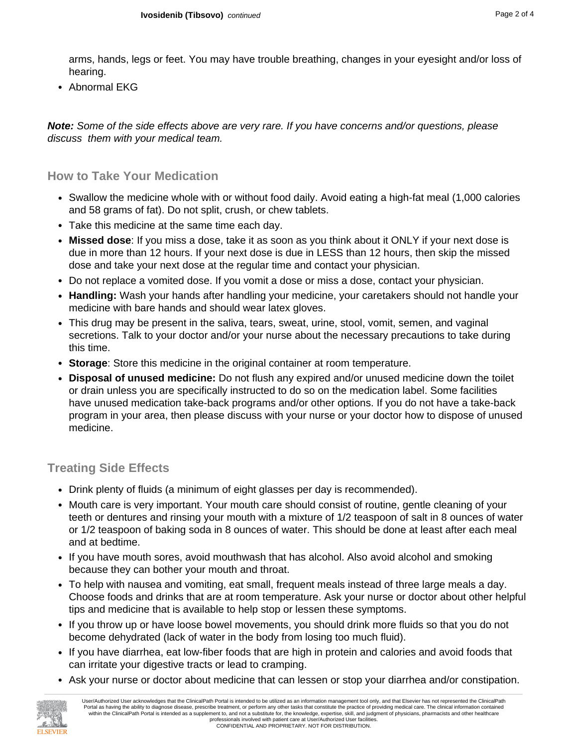arms, hands, legs or feet. You may have trouble breathing, changes in your eyesight and/or loss of hearing.

- Abnormal EKG

***Note:*** *Some of the side effects above are very rare. If you have concerns and/or questions, please discuss them with your medical team.*

## How to Take Your Medication

- Swallow the medicine whole with or without food daily. Avoid eating a high-fat meal (1,000 calories and 58 grams of fat). Do not split, crush, or chew tablets.
- Take this medicine at the same time each day.
- **Missed dose**: If you miss a dose, take it as soon as you think about it ONLY if your next dose is due in more than 12 hours. If your next dose is due in LESS than 12 hours, then skip the missed dose and take your next dose at the regular time and contact your physician.
- Do not replace a vomited dose. If you vomit a dose or miss a dose, contact your physician.
- **Handling:** Wash your hands after handling your medicine, your caretakers should not handle your medicine with bare hands and should wear latex gloves.
- This drug may be present in the saliva, tears, sweat, urine, stool, vomit, semen, and vaginal secretions. Talk to your doctor and/or your nurse about the necessary precautions to take during this time.
- **Storage**: Store this medicine in the original container at room temperature.
- **Disposal of unused medicine:** Do not flush any expired and/or unused medicine down the toilet or drain unless you are specifically instructed to do so on the medication label. Some facilities have unused medication take-back programs and/or other options. If you do not have a take-back program in your area, then please discuss with your nurse or your doctor how to dispose of unused medicine.

## Treating Side Effects

- Drink plenty of fluids (a minimum of eight glasses per day is recommended).
- Mouth care is very important. Your mouth care should consist of routine, gentle cleaning of your teeth or dentures and rinsing your mouth with a mixture of 1/2 teaspoon of salt in 8 ounces of water or 1/2 teaspoon of baking soda in 8 ounces of water. This should be done at least after each meal and at bedtime.
- If you have mouth sores, avoid mouthwash that has alcohol. Also avoid alcohol and smoking because they can bother your mouth and throat.
- To help with nausea and vomiting, eat small, frequent meals instead of three large meals a day. Choose foods and drinks that are at room temperature. Ask your nurse or doctor about other helpful tips and medicine that is available to help stop or lessen these symptoms.
- If you throw up or have loose bowel movements, you should drink more fluids so that you do not become dehydrated (lack of water in the body from losing too much fluid).
- If you have diarrhea, eat low-fiber foods that are high in protein and calories and avoid foods that can irritate your digestive tracts or lead to cramping.
- Ask your nurse or doctor about medicine that can lessen or stop your diarrhea and/or constipation.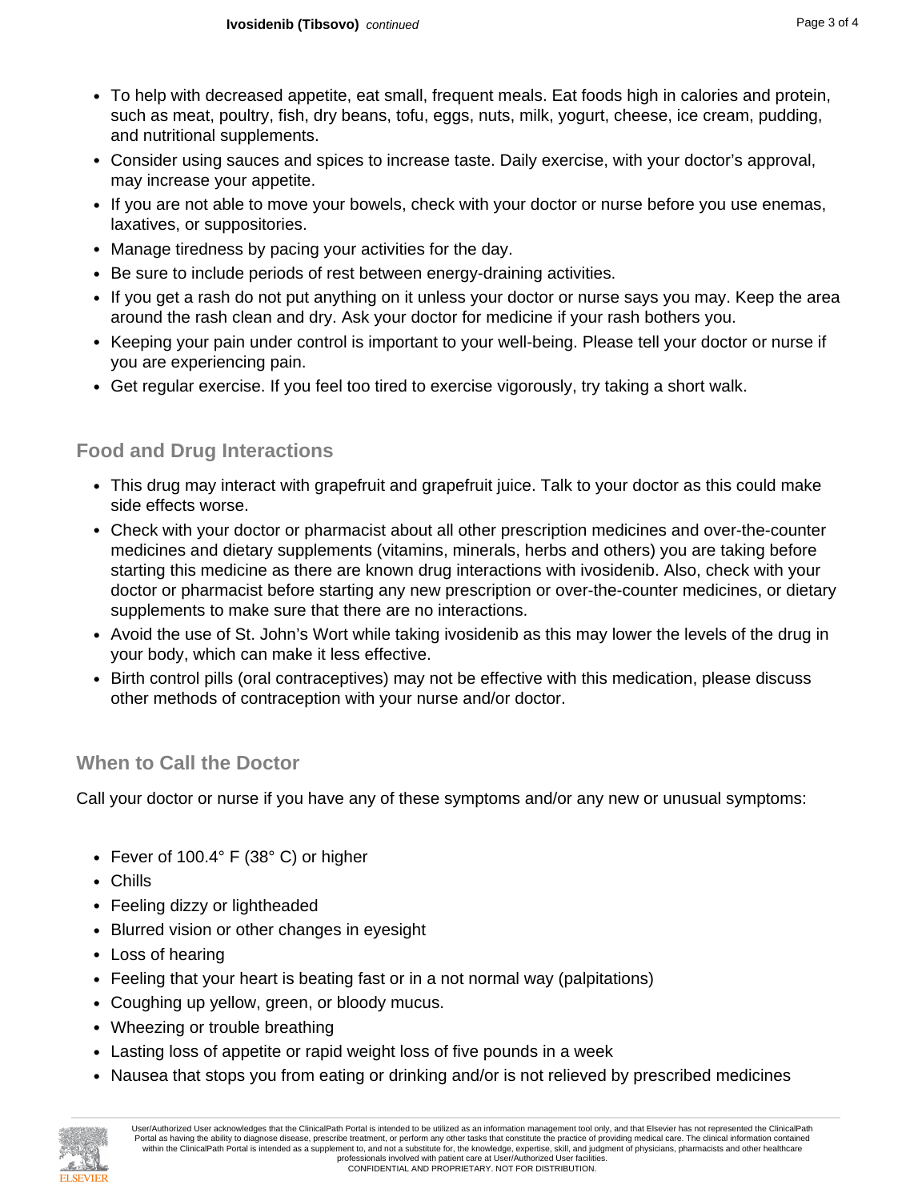- To help with decreased appetite, eat small, frequent meals. Eat foods high in calories and protein, such as meat, poultry, fish, dry beans, tofu, eggs, nuts, milk, yogurt, cheese, ice cream, pudding, and nutritional supplements.
- Consider using sauces and spices to increase taste. Daily exercise, with your doctor's approval, may increase your appetite.
- If you are not able to move your bowels, check with your doctor or nurse before you use enemas, laxatives, or suppositories.
- Manage tiredness by pacing your activities for the day.
- Be sure to include periods of rest between energy-draining activities.
- If you get a rash do not put anything on it unless your doctor or nurse says you may. Keep the area around the rash clean and dry. Ask your doctor for medicine if your rash bothers you.
- Keeping your pain under control is important to your well-being. Please tell your doctor or nurse if you are experiencing pain.
- Get regular exercise. If you feel too tired to exercise vigorously, try taking a short walk.

## Food and Drug Interactions

- This drug may interact with grapefruit and grapefruit juice. Talk to your doctor as this could make side effects worse.
- Check with your doctor or pharmacist about all other prescription medicines and over-the-counter medicines and dietary supplements (vitamins, minerals, herbs and others) you are taking before starting this medicine as there are known drug interactions with ivosidenib. Also, check with your doctor or pharmacist before starting any new prescription or over-the-counter medicines, or dietary supplements to make sure that there are no interactions.
- Avoid the use of St. John's Wort while taking ivosidenib as this may lower the levels of the drug in your body, which can make it less effective.
- Birth control pills (oral contraceptives) may not be effective with this medication, please discuss other methods of contraception with your nurse and/or doctor.

## When to Call the Doctor

Call your doctor or nurse if you have any of these symptoms and/or any new or unusual symptoms:

- Fever of 100.4° F (38° C) or higher
- Chills
- Feeling dizzy or lightheaded
- Blurred vision or other changes in eyesight
- Loss of hearing
- Feeling that your heart is beating fast or in a not normal way (palpitations)
- Coughing up yellow, green, or bloody mucus.
- Wheezing or trouble breathing
- Lasting loss of appetite or rapid weight loss of five pounds in a week
- Nausea that stops you from eating or drinking and/or is not relieved by prescribed medicines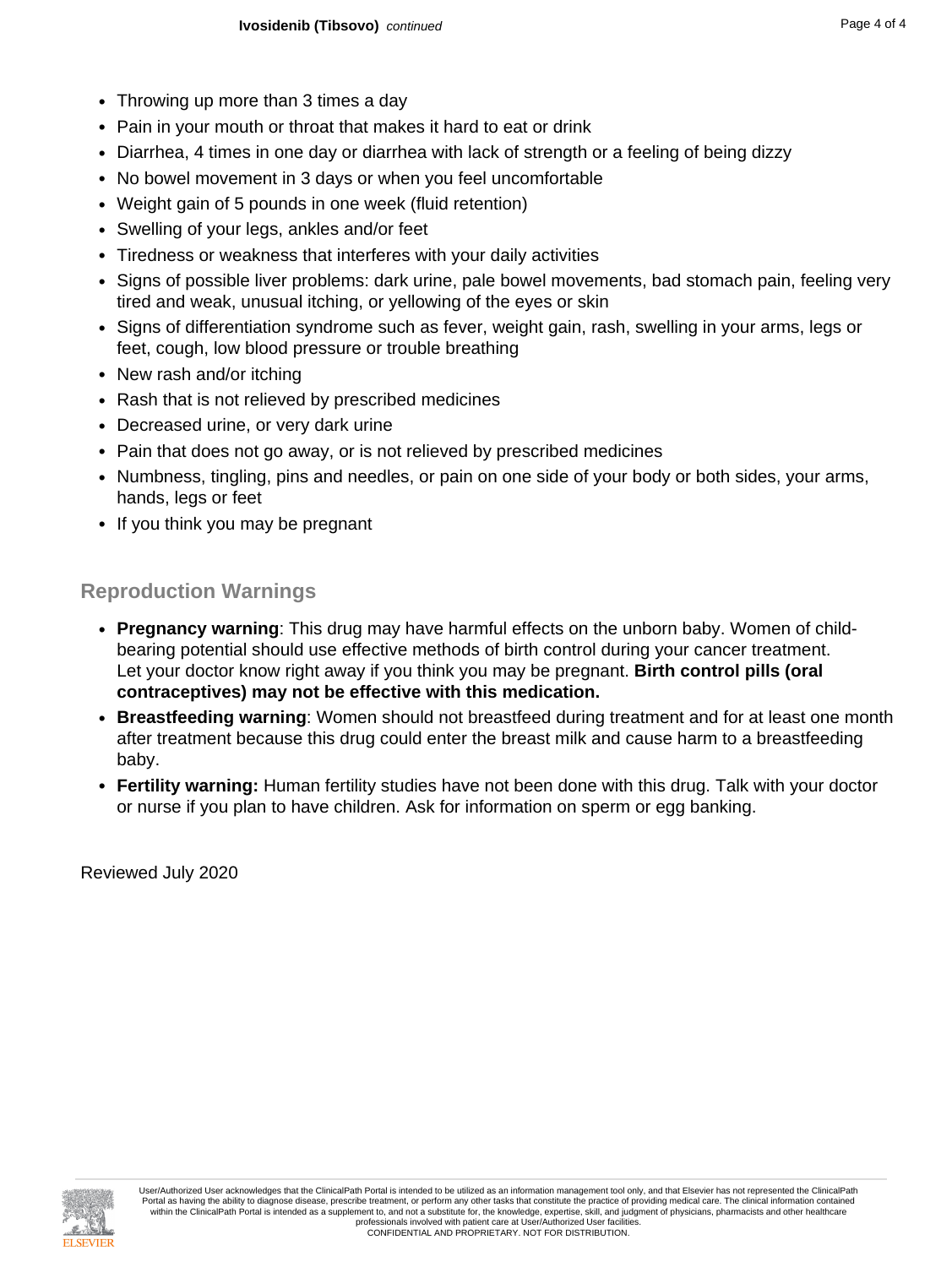- Throwing up more than 3 times a day
- Pain in your mouth or throat that makes it hard to eat or drink
- Diarrhea, 4 times in one day or diarrhea with lack of strength or a feeling of being dizzy
- No bowel movement in 3 days or when you feel uncomfortable
- Weight gain of 5 pounds in one week (fluid retention)
- Swelling of your legs, ankles and/or feet
- Tiredness or weakness that interferes with your daily activities
- Signs of possible liver problems: dark urine, pale bowel movements, bad stomach pain, feeling very tired and weak, unusual itching, or yellowing of the eyes or skin
- Signs of differentiation syndrome such as fever, weight gain, rash, swelling in your arms, legs or feet, cough, low blood pressure or trouble breathing
- New rash and/or itching
- Rash that is not relieved by prescribed medicines
- Decreased urine, or very dark urine
- Pain that does not go away, or is not relieved by prescribed medicines
- Numbness, tingling, pins and needles, or pain on one side of your body or both sides, your arms, hands, legs or feet
- If you think you may be pregnant

## Reproduction Warnings

- **Pregnancy warning**: This drug may have harmful effects on the unborn baby. Women of child-bearing potential should use effective methods of birth control during your cancer treatment. Let your doctor know right away if you think you may be pregnant. **Birth control pills (oral contraceptives) may not be effective with this medication.**
- **Breastfeeding warning**: Women should not breastfeed during treatment and for at least one month after treatment because this drug could enter the breast milk and cause harm to a breastfeeding baby.
- **Fertility warning:** Human fertility studies have not been done with this drug. Talk with your doctor or nurse if you plan to have children. Ask for information on sperm or egg banking.

Reviewed July 2020

User/Authorized User acknowledges that the ClinicalPath Portal is intended to be utilized as an information management tool only, and that Elsevier has not represented the ClinicalPath Portal as having the ability to diagnose disease, prescribe treatment, or perform any other tasks that constitute the practice of providing medical care. The clinical information contained within the ClinicalPath Portal is intended as a supplement to, and not a substitute for, the knowledge, expertise, skill, and judgment of physicians, pharmacists and other healthcare professionals involved with patient care at User/Authorized User facilities.
CONFIDENTIAL AND PROPRIETARY. NOT FOR DISTRIBUTION.